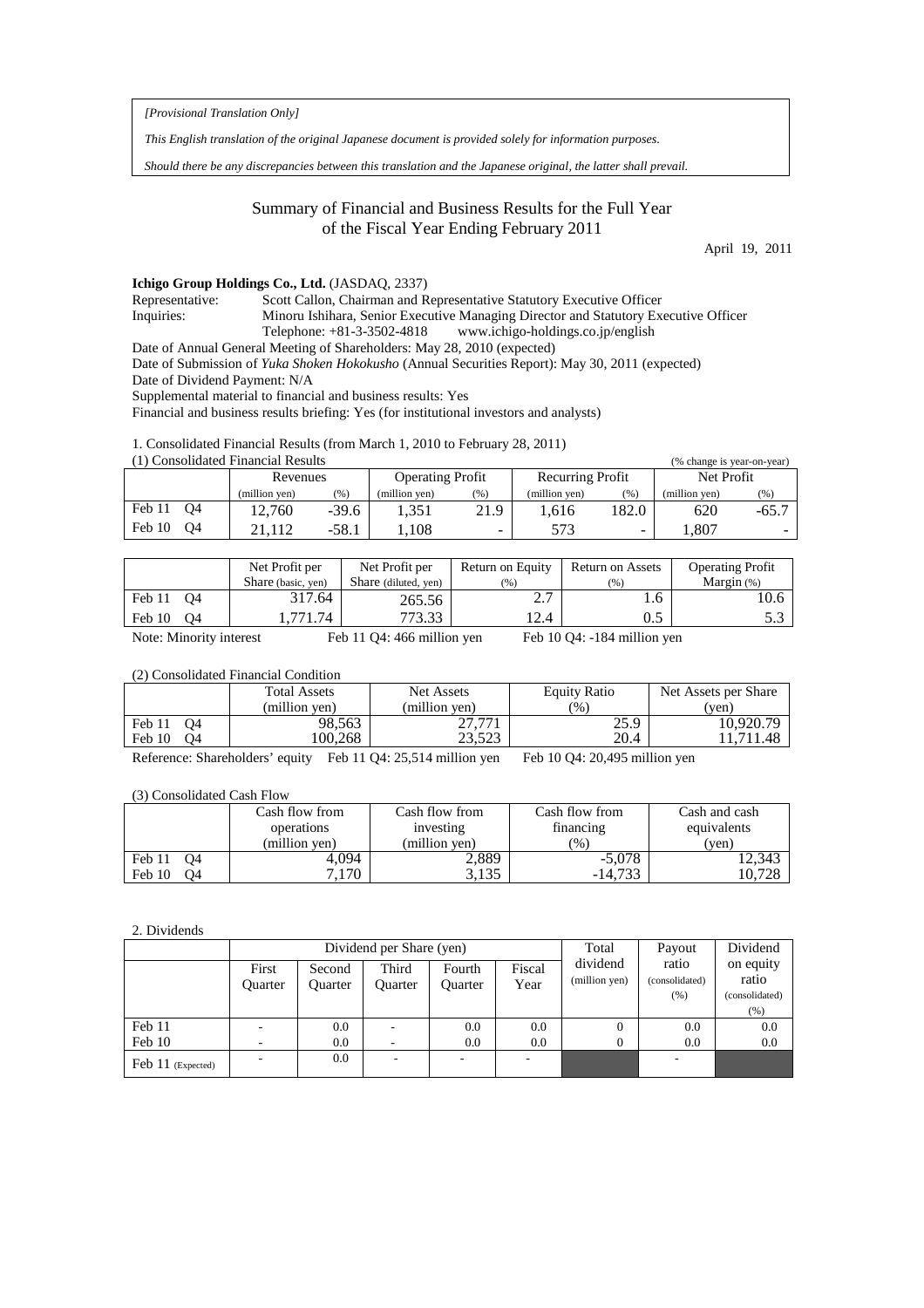*[Provisional Translation Only]*

*This English translation of the original Japanese document is provided solely for information purposes.*

*Should there be any discrepancies between this translation and the Japanese original, the latter shall prevail.*

# Summary of Financial and Business Results for the Full Year of the Fiscal Year Ending February 2011

April 19, 2011

**Ichigo Group Holdings Co., Ltd.** (JASDAQ, 2337)

Representative: Scott Callon, Chairman and Representative Statutory Executive Officer

Inquiries: Minoru Ishihara, Senior Executive Managing Director and Statutory Executive Officer

Telephone: +81-3-3502-4818 www.ichigo-holdings.co.jp/english

Date of Annual General Meeting of Shareholders: May 28, 2010 (expected)

Date of Submission of *Yuka Shoken Hokokusho* (Annual Securities Report): May 30, 2011 (expected)

Date of Dividend Payment: N/A

Supplemental material to financial and business results: Yes

Financial and business results briefing: Yes (for institutional investors and analysts)

1. Consolidated Financial Results (from March 1, 2010 to February 28, 2011)

(1) Consolidated Financial Results (% change is year-on-year)

| | Revenues | | Operating Profit | | Recurring Profit | | Net Profit | |
|---|---|---|---|---|---|---|---|---|
| | (million yen) | (%) | (million yen) | (%) | (million yen) | (%) | (million yen) | (%) |
| Feb 11 Q4 | 12,760 | -39.6 | 1,351 | 21.9 | 1,616 | 182.0 | 620 | -65.7 |
| Feb 10 Q4 | 21,112 | -58.1 | 1,108 | - | 573 | - | 1,807 | - |

| | Net Profit per Share (basic, yen) | Net Profit per Share (diluted, yen) | Return on Equity (%) | Return on Assets (%) | Operating Profit Margin (%) |
|---|---|---|---|---|---|
| Feb 11 Q4 | 317.64 | 265.56 | 2.7 | 1.6 | 10.6 |
| Feb 10 Q4 | 1,771.74 | 773.33 | 12.4 | 0.5 | 5.3 |

Note: Minority interest Feb 11 Q4: 466 million yen Feb 10 Q4: -184 million yen

(2) Consolidated Financial Condition

| | Total Assets (million yen) | Net Assets (million yen) | Equity Ratio (%) | Net Assets per Share (yen) |
|---|---|---|---|---|
| Feb 11 Q4 | 98,563 | 27,771 | 25.9 | 10,920.79 |
| Feb 10 Q4 | 100,268 | 23,523 | 20.4 | 11,711.48 |

Reference: Shareholders' equity Feb 11 Q4: 25,514 million yen Feb 10 Q4: 20,495 million yen

(3) Consolidated Cash Flow

| | Cash flow from operations (million yen) | Cash flow from investing (million yen) | Cash flow from financing (%) | Cash and cash equivalents (yen) |
|---|---|---|---|---|
| Feb 11 Q4 | 4,094 | 2,889 | -5,078 | 12,343 |
| Feb 10 Q4 | 7,170 | 3,135 | -14,733 | 10,728 |

2. Dividends

| | Dividend per Share (yen) | | | | | Total dividend (million yen) | Payout ratio (consolidated) (%) | Dividend on equity ratio (consolidated) (%) |
|---|---|---|---|---|---|---|---|---|
| | First Quarter | Second Quarter | Third Quarter | Fourth Quarter | Fiscal Year | | | |
| Feb 11 | - | 0.0 | - | 0.0 | 0.0 | 0 | 0.0 | 0.0 |
| Feb 10 | - | 0.0 | - | 0.0 | 0.0 | 0 | 0.0 | 0.0 |
| Feb 11 (Expected) | - | 0.0 | - | - | - | | - | |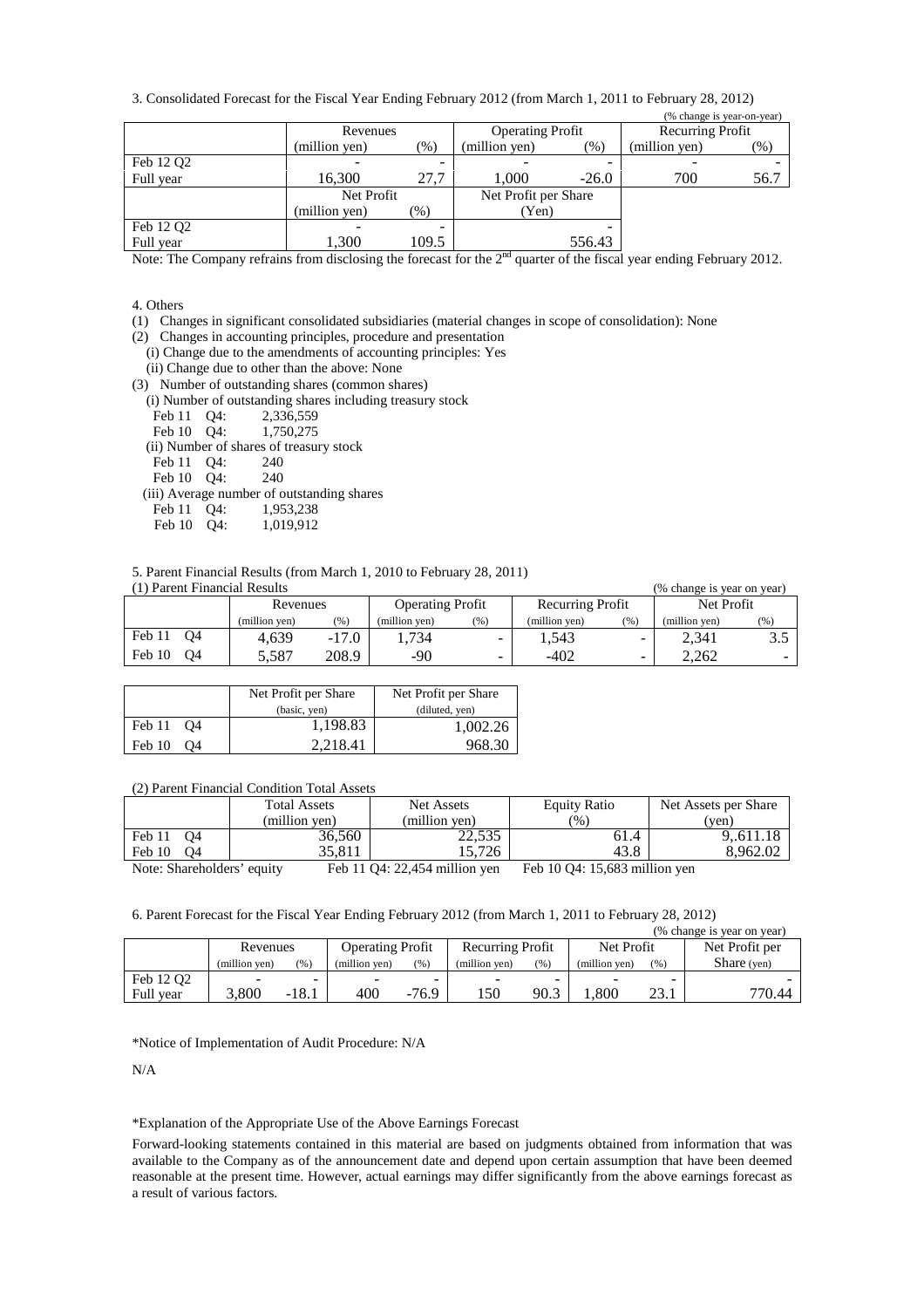3. Consolidated Forecast for the Fiscal Year Ending February 2012 (from March 1, 2011 to February 28, 2012)

(% change is year-on-year)

| | Revenues | | Operating Profit | | Recurring Profit | |
|---|---|---|---|---|---|---|
| | (million yen) | (%) | (million yen) | (%) | (million yen) | (%) |
| Feb 12 Q2 | - | - | - | - | - | - |
| Full year | 16,300 | 27,7 | 1,000 | -26.0 | 700 | 56.7 |
| | Net Profit | | Net Profit per Share | | | |
| | (million yen) | (%) | (Yen) | | | |
| Feb 12 Q2 | - | - | - | | | |
| Full year | 1,300 | 109.5 | 556.43 | | | |

Note: The Company refrains from disclosing the forecast for the 2nd quarter of the fiscal year ending February 2012.

4. Others

(1) Changes in significant consolidated subsidiaries (material changes in scope of consolidation): None

(2) Changes in accounting principles, procedure and presentation

(i) Change due to the amendments of accounting principles: Yes

(ii) Change due to other than the above: None

(3) Number of outstanding shares (common shares)

(i) Number of outstanding shares including treasury stock

Feb 11 Q4: 2,336,559

Feb 10 Q4: 1,750,275

(ii) Number of shares of treasury stock

Feb 11 Q4: 240

Feb 10 Q4: 240

(iii) Average number of outstanding shares

Feb 11 Q4: 1,953,238

Feb 10 Q4: 1,019,912

5. Parent Financial Results (from March 1, 2010 to February 28, 2011)

(1) Parent Financial Results

(% change is year on year)

| | Revenues | | Operating Profit | | Recurring Profit | | Net Profit | |
|---|---|---|---|---|---|---|---|---|
| | (million yen) | (%) | (million yen) | (%) | (million yen) | (%) | (million yen) | (%) |
| Feb 11 Q4 | 4,639 | -17.0 | 1,734 | - | 1,543 | - | 2,341 | 3.5 |
| Feb 10 Q4 | 5,587 | 208.9 | -90 | - | -402 | - | 2,262 | - |

| | Net Profit per Share (basic, yen) | Net Profit per Share (diluted, yen) |
|---|---|---|
| Feb 11 Q4 | 1,198.83 | 1,002.26 |
| Feb 10 Q4 | 2,218.41 | 968.30 |

(2) Parent Financial Condition Total Assets

| | Total Assets (million yen) | Net Assets (million yen) | Equity Ratio (%) | Net Assets per Share (yen) |
|---|---|---|---|---|
| Feb 11 Q4 | 36,560 | 22,535 | 61.4 | 9,.611.18 |
| Feb 10 Q4 | 35,811 | 15,726 | 43.8 | 8,962.02 |

Note: Shareholders' equity Feb 11 Q4: 22,454 million yen Feb 10 Q4: 15,683 million yen

6. Parent Forecast for the Fiscal Year Ending February 2012 (from March 1, 2011 to February 28, 2012)

(% change is year on year)

| | Revenues | | Operating Profit | | Recurring Profit | | Net Profit | | Net Profit per Share (yen) |
|---|---|---|---|---|---|---|---|---|---|
| | (million yen) | (%) | (million yen) | (%) | (million yen) | (%) | (million yen) | (%) | |
| Feb 12 Q2 | - | - | - | - | - | - | - | - | - |
| Full year | 3,800 | -18.1 | 400 | -76.9 | 150 | 90.3 | 1,800 | 23.1 | 770.44 |

*Notice of Implementation of Audit Procedure: N/A

N/A

*Explanation of the Appropriate Use of the Above Earnings Forecast

Forward-looking statements contained in this material are based on judgments obtained from information that was available to the Company as of the announcement date and depend upon certain assumption that have been deemed reasonable at the present time. However, actual earnings may differ significantly from the above earnings forecast as a result of various factors.